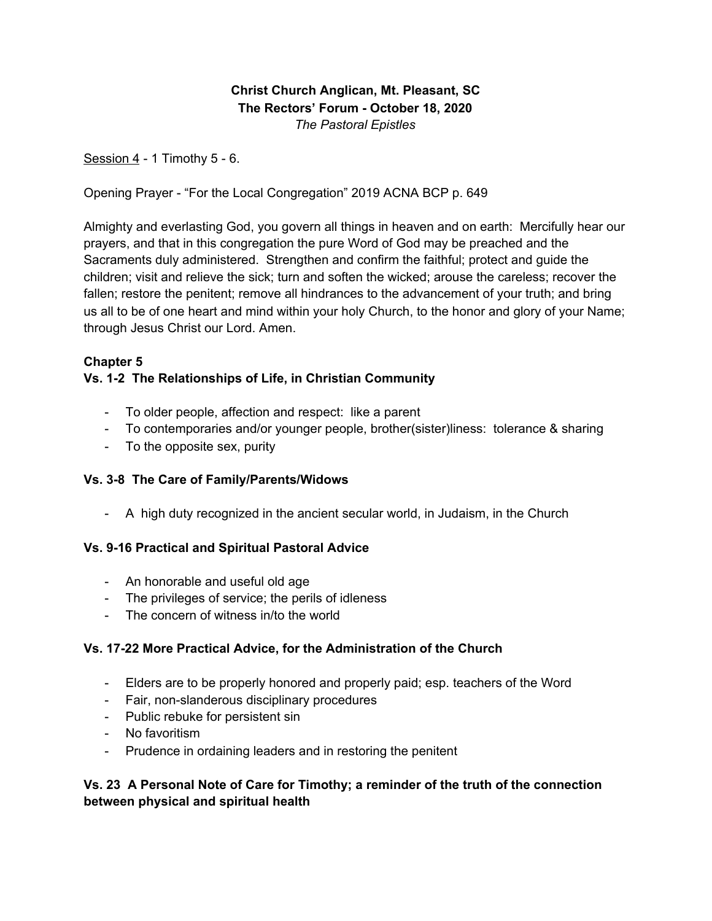**Christ Church Anglican, Mt. Pleasant, SC**
**The Rectors' Forum - October 18, 2020**
*The Pastoral Epistles*

<u>Session 4</u> - 1 Timothy 5 - 6.

Opening Prayer - "For the Local Congregation" 2019 ACNA BCP p. 649

Almighty and everlasting God, you govern all things in heaven and on earth: Mercifully hear our prayers, and that in this congregation the pure Word of God may be preached and the Sacraments duly administered. Strengthen and confirm the faithful; protect and guide the children; visit and relieve the sick; turn and soften the wicked; arouse the careless; recover the fallen; restore the penitent; remove all hindrances to the advancement of your truth; and bring us all to be of one heart and mind within your holy Church, to the honor and glory of your Name; through Jesus Christ our Lord. Amen.

**Chapter 5**

**Vs. 1-2 The Relationships of Life, in Christian Community**

- To older people, affection and respect: like a parent
- To contemporaries and/or younger people, brother(sister)liness: tolerance & sharing
- To the opposite sex, purity

**Vs. 3-8 The Care of Family/Parents/Widows**

- A high duty recognized in the ancient secular world, in Judaism, in the Church

**Vs. 9-16 Practical and Spiritual Pastoral Advice**

- An honorable and useful old age
- The privileges of service; the perils of idleness
- The concern of witness in/to the world

**Vs. 17-22 More Practical Advice, for the Administration of the Church**

- Elders are to be properly honored and properly paid; esp. teachers of the Word
- Fair, non-slanderous disciplinary procedures
- Public rebuke for persistent sin
- No favoritism
- Prudence in ordaining leaders and in restoring the penitent

**Vs. 23 A Personal Note of Care for Timothy; a reminder of the truth of the connection between physical and spiritual health**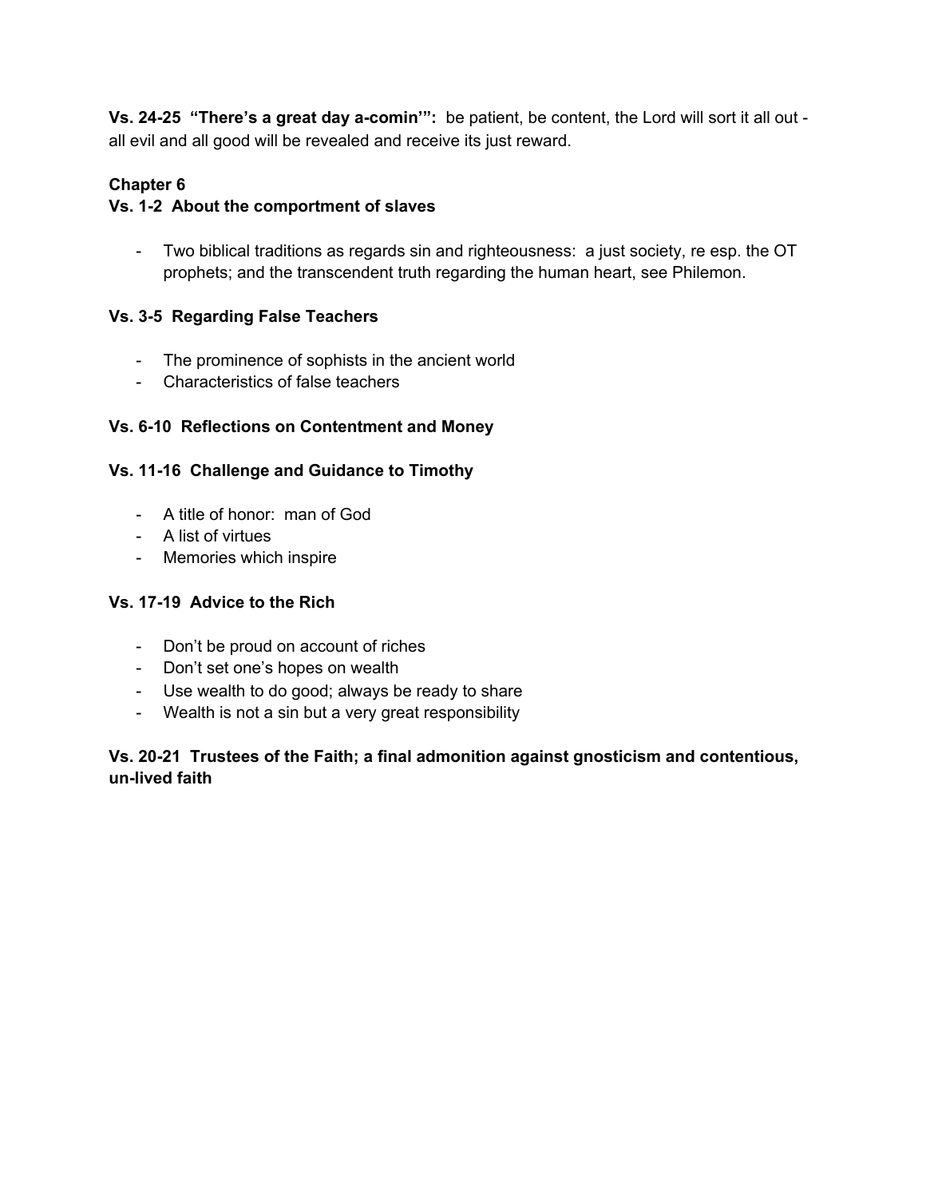**Vs. 24-25 "There's a great day a-comin'":** be patient, be content, the Lord will sort it all out - all evil and all good will be revealed and receive its just reward.

**Chapter 6**

**Vs. 1-2 About the comportment of slaves**

- Two biblical traditions as regards sin and righteousness: a just society, re esp. the OT prophets; and the transcendent truth regarding the human heart, see Philemon.

**Vs. 3-5 Regarding False Teachers**

- The prominence of sophists in the ancient world
- Characteristics of false teachers

**Vs. 6-10 Reflections on Contentment and Money**

**Vs. 11-16 Challenge and Guidance to Timothy**

- A title of honor: man of God
- A list of virtues
- Memories which inspire

**Vs. 17-19 Advice to the Rich**

- Don't be proud on account of riches
- Don't set one's hopes on wealth
- Use wealth to do good; always be ready to share
- Wealth is not a sin but a very great responsibility

**Vs. 20-21 Trustees of the Faith; a final admonition against gnosticism and contentious, un-lived faith**